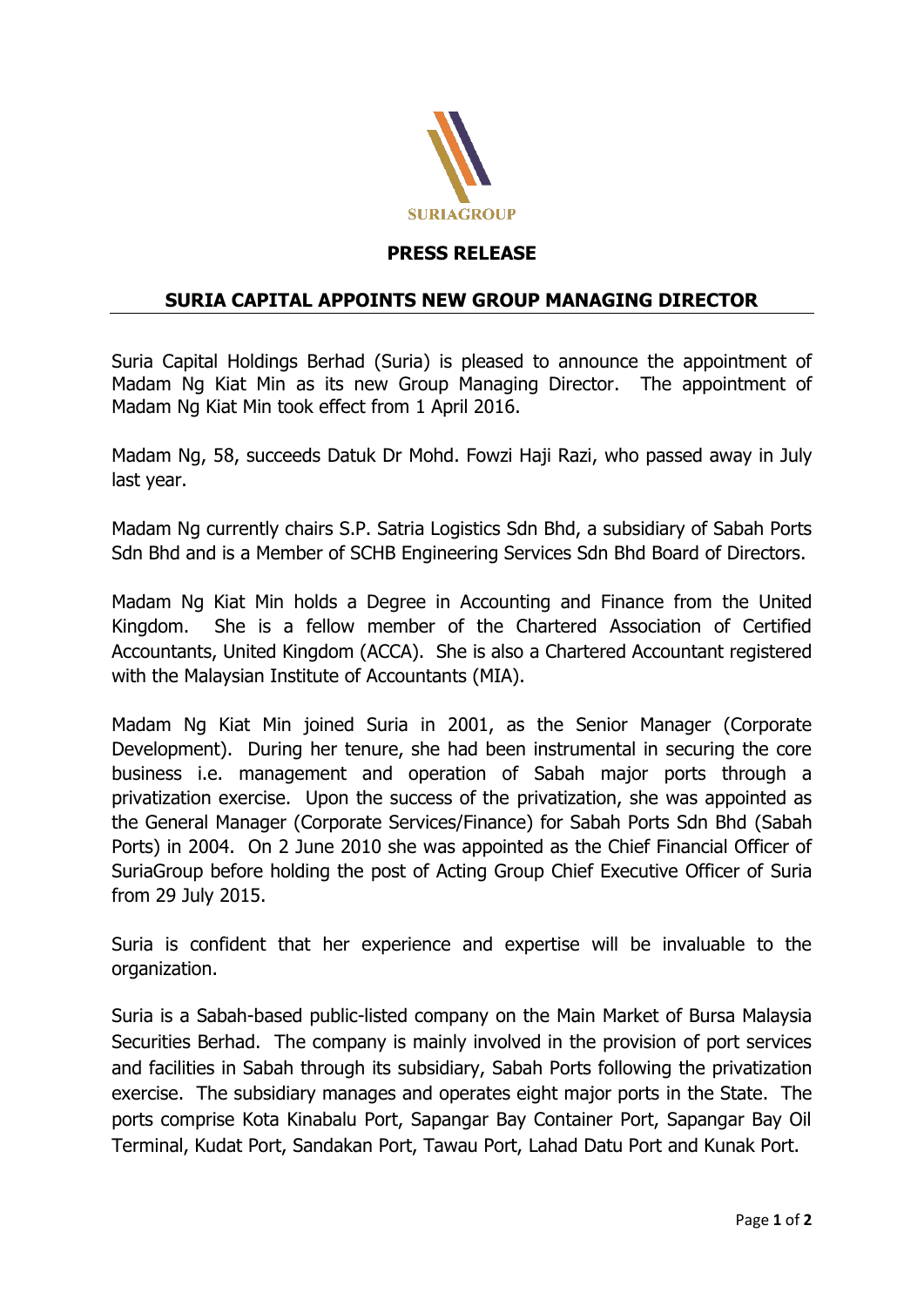SURIAGROUP

**PRESS RELEASE**

## SURIA CAPITAL APPOINTS NEW GROUP MANAGING DIRECTOR

Suria Capital Holdings Berhad (Suria) is pleased to announce the appointment of Madam Ng Kiat Min as its new Group Managing Director. The appointment of Madam Ng Kiat Min took effect from 1 April 2016.

Madam Ng, 58, succeeds Datuk Dr Mohd. Fowzi Haji Razi, who passed away in July last year.

Madam Ng currently chairs S.P. Satria Logistics Sdn Bhd, a subsidiary of Sabah Ports Sdn Bhd and is a Member of SCHB Engineering Services Sdn Bhd Board of Directors.

Madam Ng Kiat Min holds a Degree in Accounting and Finance from the United Kingdom. She is a fellow member of the Chartered Association of Certified Accountants, United Kingdom (ACCA). She is also a Chartered Accountant registered with the Malaysian Institute of Accountants (MIA).

Madam Ng Kiat Min joined Suria in 2001, as the Senior Manager (Corporate Development). During her tenure, she had been instrumental in securing the core business i.e. management and operation of Sabah major ports through a privatization exercise. Upon the success of the privatization, she was appointed as the General Manager (Corporate Services/Finance) for Sabah Ports Sdn Bhd (Sabah Ports) in 2004. On 2 June 2010 she was appointed as the Chief Financial Officer of SuriaGroup before holding the post of Acting Group Chief Executive Officer of Suria from 29 July 2015.

Suria is confident that her experience and expertise will be invaluable to the organization.

Suria is a Sabah-based public-listed company on the Main Market of Bursa Malaysia Securities Berhad. The company is mainly involved in the provision of port services and facilities in Sabah through its subsidiary, Sabah Ports following the privatization exercise. The subsidiary manages and operates eight major ports in the State. The ports comprise Kota Kinabalu Port, Sapangar Bay Container Port, Sapangar Bay Oil Terminal, Kudat Port, Sandakan Port, Tawau Port, Lahad Datu Port and Kunak Port.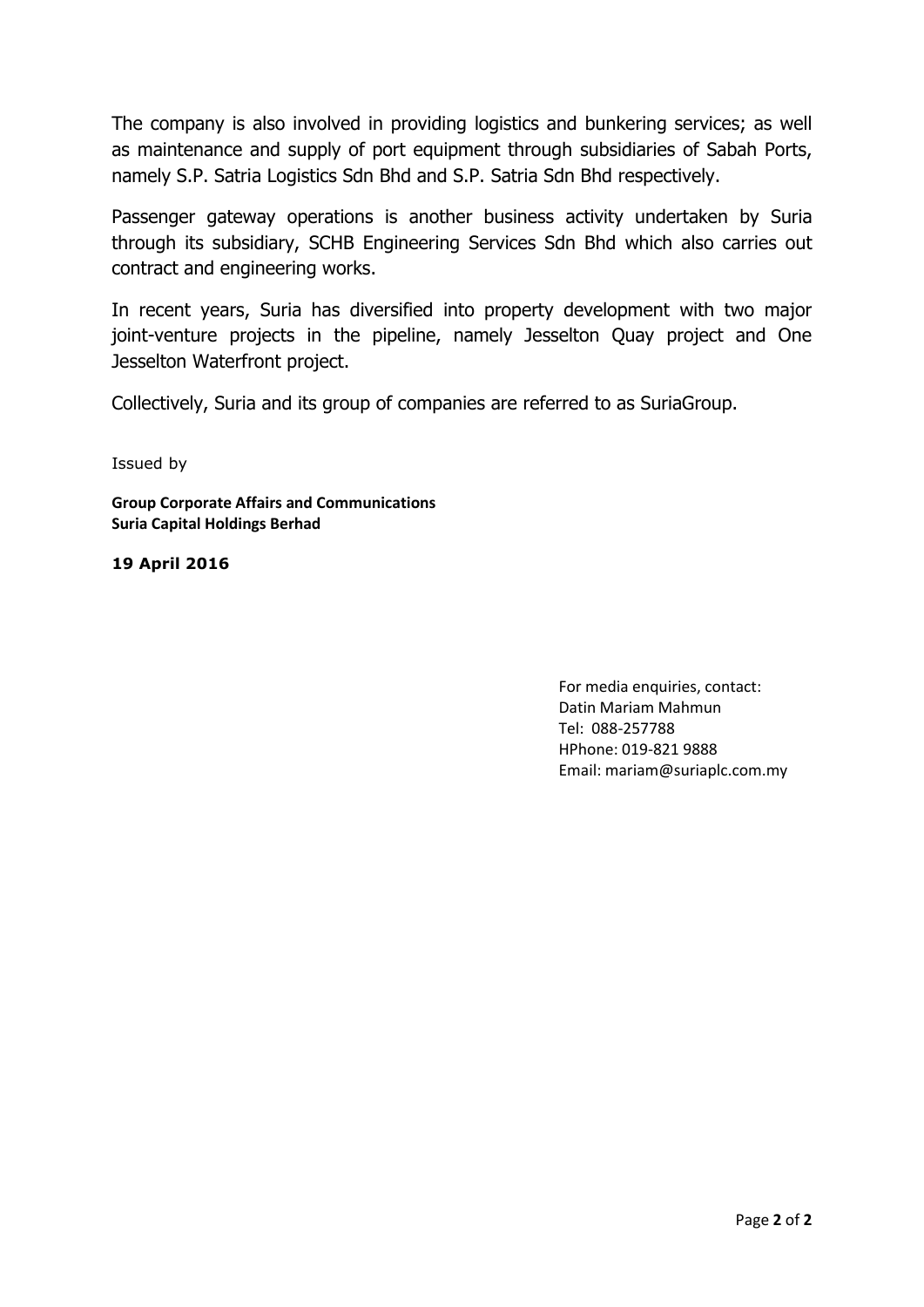The company is also involved in providing logistics and bunkering services; as well as maintenance and supply of port equipment through subsidiaries of Sabah Ports, namely S.P. Satria Logistics Sdn Bhd and S.P. Satria Sdn Bhd respectively.

Passenger gateway operations is another business activity undertaken by Suria through its subsidiary, SCHB Engineering Services Sdn Bhd which also carries out contract and engineering works.

In recent years, Suria has diversified into property development with two major joint-venture projects in the pipeline, namely Jesselton Quay project and One Jesselton Waterfront project.

Collectively, Suria and its group of companies are referred to as SuriaGroup.

Issued by

**Group Corporate Affairs and Communications**
**Suria Capital Holdings Berhad**

**19 April 2016**

For media enquiries, contact:
Datin Mariam Mahmun
Tel: 088-257788
HPhone: 019-821 9888
Email: mariam@suriaplc.com.my